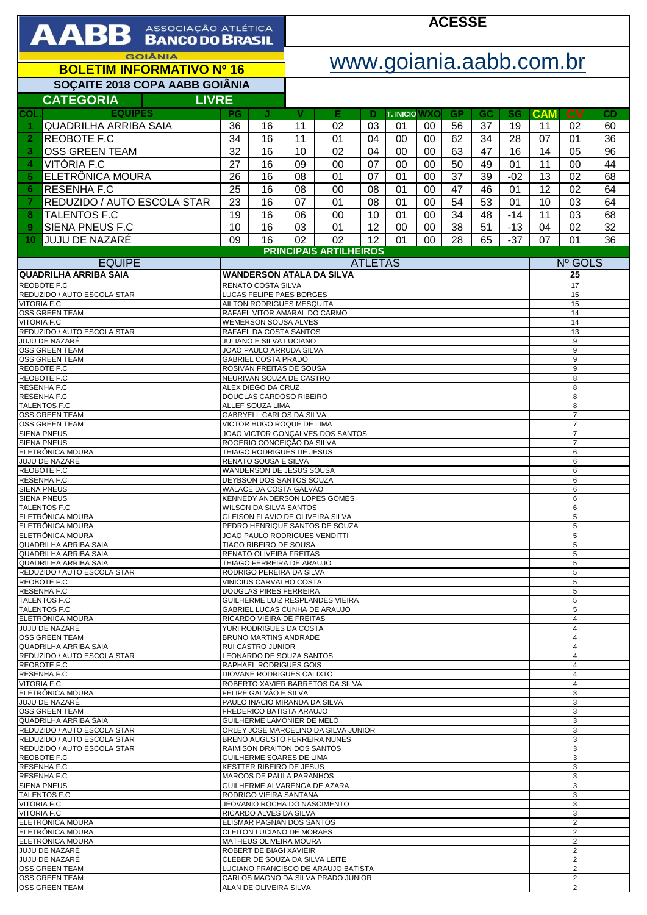# AABB ASSOCIAÇÃO ATLÉTICA BANCO DO BRASIL

GOIÂNIA

**ACESSE**

## www.goiania.aabb.com.br

## BOLETIM INFORMATIVO Nº 16

### SOÇAITE 2018 COPA AABB GOIÂNIA

### CATEGORIA LIVRE

| COL. | EQUIPES | PG | J | V | E | D | T. INICIO | WXO | GP | GC | SG | CAM | CV | CD |
|---|---|---|---|---|---|---|---|---|---|---|---|---|---|---|
| 1 | QUADRILHA ARRIBA SAIA | 36 | 16 | 11 | 02 | 03 | 01 | 00 | 56 | 37 | 19 | 11 | 02 | 60 |
| 2 | REOBOTE F.C | 34 | 16 | 11 | 01 | 04 | 00 | 00 | 62 | 34 | 28 | 07 | 01 | 36 |
| 3 | OSS GREEN TEAM | 32 | 16 | 10 | 02 | 04 | 00 | 00 | 63 | 47 | 16 | 14 | 05 | 96 |
| 4 | VITÓRIA F.C | 27 | 16 | 09 | 00 | 07 | 00 | 00 | 50 | 49 | 01 | 11 | 00 | 44 |
| 5 | ELETRÔNICA MOURA | 26 | 16 | 08 | 01 | 07 | 01 | 00 | 37 | 39 | -02 | 13 | 02 | 68 |
| 6 | RESENHA F.C | 25 | 16 | 08 | 00 | 08 | 01 | 00 | 47 | 46 | 01 | 12 | 02 | 64 |
| 7 | REDUZIDO / AUTO ESCOLA STAR | 23 | 16 | 07 | 01 | 08 | 01 | 00 | 54 | 53 | 01 | 10 | 03 | 64 |
| 8 | TALENTOS F.C | 19 | 16 | 06 | 00 | 10 | 01 | 00 | 34 | 48 | -14 | 11 | 03 | 68 |
| 9 | SIENA PNEUS F.C | 10 | 16 | 03 | 01 | 12 | 00 | 00 | 38 | 51 | -13 | 04 | 02 | 32 |
| 10 | JUJU DE NAZARÉ | 09 | 16 | 02 | 02 | 12 | 01 | 00 | 28 | 65 | -37 | 07 | 01 | 36 |

### PRINCIPAIS ARTILHEIROS

| EQUIPE | ATLETAS | Nº GOLS |
|---|---|---|
| **QUADRILHA ARRIBA SAIA** | **WANDERSON ATALA DA SILVA** | **25** |
| REOBOTE F.C | RENATO COSTA SILVA | 17 |
| REDUZIDO / AUTO ESCOLA STAR | LUCAS FELIPE PAES BORGES | 15 |
| VITORIA F.C | AILTON RODRIGUES MESQUITA | 15 |
| OSS GREEN TEAM | RAFAEL VITOR AMARAL DO CARMO | 14 |
| VITORIA F.C | WEMERSON SOUSA ALVES | 14 |
| REDUZIDO / AUTO ESCOLA STAR | RAFAEL DA COSTA SANTOS | 13 |
| JUJU DE NAZARÉ | JULIANO E SILVA LUCIANO | 9 |
| OSS GREEN TEAM | JOAO PAULO ARRUDA SILVA | 9 |
| OSS GREEN TEAM | GABRIEL COSTA PRADO | 9 |
| REOBOTE F.C | ROSIVAN FREITAS DE SOUSA | 9 |
| REOBOTE F.C | NEURIVAN SOUZA DE CASTRO | 8 |
| RESENHA F.C | ALEX DIEGO DA CRUZ | 8 |
| RESENHA F.C | DOUGLAS CARDOSO RIBEIRO | 8 |
| TALENTOS F.C | ALLEF SOUZA LIMA | 8 |
| OSS GREEN TEAM | GABRYELL CARLOS DA SILVA | 7 |
| OSS GREEN TEAM | VICTOR HUGO ROQUE DE LIMA | 7 |
| SIENA PNEUS | JOAO VICTOR GONÇALVES DOS SANTOS | 7 |
| SIENA PNEUS | ROGERIO CONCEIÇÃO DA SILVA | 7 |
| ELETRÔNICA MOURA | THIAGO RODRIGUES DE JESUS | 6 |
| JUJU DE NAZARÉ | RENATO SOUSA E SILVA | 6 |
| REOBOTE F.C | WANDERSON DE JESUS SOUSA | 6 |
| RESENHA F.C | DEYBSON DOS SANTOS SOUZA | 6 |
| SIENA PNEUS | WALACE DA COSTA GALVÃO | 6 |
| SIENA PNEUS | KENNEDY ANDERSON LOPES GOMES | 6 |
| TALENTOS F.C | WILSON DA SILVA SANTOS | 6 |
| ELETRÔNICA MOURA | GLEISON FLAVIO DE OLIVEIRA SILVA | 5 |
| ELETRÔNICA MOURA | PEDRO HENRIQUE SANTOS DE SOUZA | 5 |
| ELETRÔNICA MOURA | JOAO PAULO RODRIGUES VENDITTI | 5 |
| QUADRILHA ARRIBA SAIA | TIAGO RIBEIRO DE SOUSA | 5 |
| QUADRILHA ARRIBA SAIA | RENATO OLIVEIRA FREITAS | 5 |
| QUADRILHA ARRIBA SAIA | THIAGO FERREIRA DE ARAUJO | 5 |
| REDUZIDO / AUTO ESCOLA STAR | RODRIGO PEREIRA DA SILVA | 5 |
| REOBOTE F.C | VINICIUS CARVALHO COSTA | 5 |
| RESENHA F.C | DOUGLAS PIRES FERREIRA | 5 |
| TALENTOS F.C | GUILHERME LUIZ RESPLANDES VIEIRA | 5 |
| TALENTOS F.C | GABRIEL LUCAS CUNHA DE ARAUJO | 5 |
| ELETRÔNICA MOURA | RICARDO VIEIRA DE FREITAS | 4 |
| JUJU DE NAZARÉ | YURI RODRIGUES DA COSTA | 4 |
| OSS GREEN TEAM | BRUNO MARTINS ANDRADE | 4 |
| QUADRILHA ARRIBA SAIA | RUI CASTRO JUNIOR | 4 |
| REDUZIDO / AUTO ESCOLA STAR | LEONARDO DE SOUZA SANTOS | 4 |
| REOBOTE F.C | RAPHAEL RODRIGUES GOIS | 4 |
| RESENHA F.C | DIOVANE RODRIGUES CALIXTO | 4 |
| VITORIA F.C | ROBERTO XAVIER BARRETOS DA SILVA | 4 |
| ELETRÔNICA MOURA | FELIPE GALVÃO E SILVA | 3 |
| JUJU DE NAZARÉ | PAULO INACIO MIRANDA DA SILVA | 3 |
| OSS GREEN TEAM | FREDERICO BATISTA ARAUJO | 3 |
| QUADRILHA ARRIBA SAIA | GUILHERME LAMONIER DE MELO | 3 |
| REDUZIDO / AUTO ESCOLA STAR | ORLEY JOSE MARCELINO DA SILVA JUNIOR | 3 |
| REDUZIDO / AUTO ESCOLA STAR | BRENO AUGUSTO FERREIRA NUNES | 3 |
| REDUZIDO / AUTO ESCOLA STAR | RAIMISON DRAITON DOS SANTOS | 3 |
| REOBOTE F.C | GUILHERME SOARES DE LIMA | 3 |
| RESENHA F.C | KESTTER RIBEIRO DE JESUS | 3 |
| RESENHA F.C | MARCOS DE PAULA PARANHOS | 3 |
| SIENA PNEUS | GUILHERME ALVARENGA DE AZARA | 3 |
| TALENTOS F.C | RODRIGO VIEIRA SANTANA | 3 |
| VITORIA F.C | JEOVANIO ROCHA DO NASCIMENTO | 3 |
| VITORIA F.C | RICARDO ALVES DA SILVA | 3 |
| ELETRÔNICA MOURA | ELISMAR PAGNAN DOS SANTOS | 2 |
| ELETRÔNICA MOURA | CLEITON LUCIANO DE MORAES | 2 |
| ELETRÔNICA MOURA | MATHEUS OLIVEIRA MOURA | 2 |
| JUJU DE NAZARÉ | ROBERT DE BIAGI XAVIER | 2 |
| JUJU DE NAZARÉ | CLEBER DE SOUZA DA SILVA LEITE | 2 |
| OSS GREEN TEAM | LUCIANO FRANCISCO DE ARAUJO BATISTA | 2 |
| OSS GREEN TEAM | CARLOS MAGNO DA SILVA PRADO JUNIOR | 2 |
| OSS GREEN TEAM | ALAN DE OLIVEIRA SILVA | 2 |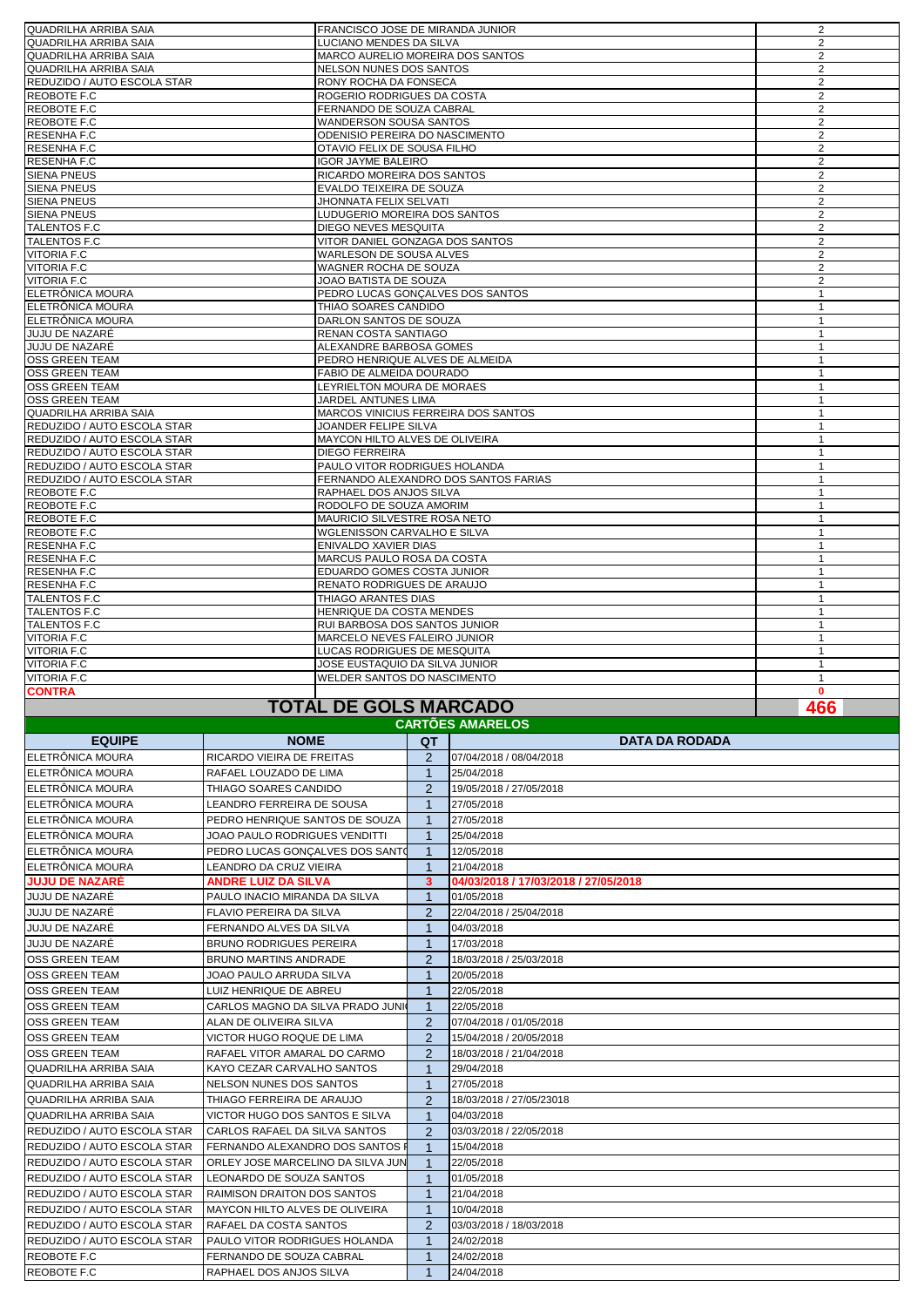| | | |
|---|---|---|
| QUADRILHA ARRIBA SAIA | FRANCISCO JOSE DE MIRANDA JUNIOR | 2 |
| QUADRILHA ARRIBA SAIA | LUCIANO MENDES DA SILVA | 2 |
| QUADRILHA ARRIBA SAIA | MARCO AURELIO MOREIRA DOS SANTOS | 2 |
| QUADRILHA ARRIBA SAIA | NELSON NUNES DOS SANTOS | 2 |
| REDUZIDO / AUTO ESCOLA STAR | RONY ROCHA DA FONSECA | 2 |
| REOBOTE F.C | ROGERIO RODRIGUES DA COSTA | 2 |
| REOBOTE F.C | FERNANDO DE SOUZA CABRAL | 2 |
| REOBOTE F.C | WANDERSON SOUSA SANTOS | 2 |
| RESENHA F.C | ODENISIO PEREIRA DO NASCIMENTO | 2 |
| RESENHA F.C | OTAVIO FELIX DE SOUSA FILHO | 2 |
| RESENHA F.C | IGOR JAYME BALEIRO | 2 |
| SIENA PNEUS | RICARDO MOREIRA DOS SANTOS | 2 |
| SIENA PNEUS | EVALDO TEIXEIRA DE SOUZA | 2 |
| SIENA PNEUS | JHONNATA FELIX SELVATI | 2 |
| SIENA PNEUS | LUDUGERIO MOREIRA DOS SANTOS | 2 |
| TALENTOS F.C | DIEGO NEVES MESQUITA | 2 |
| TALENTOS F.C | VITOR DANIEL GONZAGA DOS SANTOS | 2 |
| VITORIA F.C | WARLESON DE SOUSA ALVES | 2 |
| VITORIA F.C | WAGNER ROCHA DE SOUZA | 2 |
| VITORIA F.C | JOAO BATISTA DE SOUZA | 2 |
| ELETRÔNICA MOURA | PEDRO LUCAS GONÇALVES DOS SANTOS | 1 |
| ELETRÔNICA MOURA | THIAO SOARES CANDIDO | 1 |
| ELETRÔNICA MOURA | DARLON SANTOS DE SOUZA | 1 |
| JUJU DE NAZARÉ | RENAN COSTA SANTIAGO | 1 |
| JUJU DE NAZARÉ | ALEXANDRE BARBOSA GOMES | 1 |
| OSS GREEN TEAM | PEDRO HENRIQUE ALVES DE ALMEIDA | 1 |
| OSS GREEN TEAM | FABIO DE ALMEIDA DOURADO | 1 |
| OSS GREEN TEAM | LEYRIELTON MOURA DE MORAES | 1 |
| OSS GREEN TEAM | JARDEL ANTUNES LIMA | 1 |
| QUADRILHA ARRIBA SAIA | MARCOS VINICIUS FERREIRA DOS SANTOS | 1 |
| REDUZIDO / AUTO ESCOLA STAR | JOANDER FELIPE SILVA | 1 |
| REDUZIDO / AUTO ESCOLA STAR | MAYCON HILTO ALVES DE OLIVEIRA | 1 |
| REDUZIDO / AUTO ESCOLA STAR | DIEGO FERREIRA | 1 |
| REDUZIDO / AUTO ESCOLA STAR | PAULO VITOR RODRIGUES HOLANDA | 1 |
| REDUZIDO / AUTO ESCOLA STAR | FERNANDO ALEXANDRO DOS SANTOS FARIAS | 1 |
| REOBOTE F.C | RAPHAEL DOS ANJOS SILVA | 1 |
| REOBOTE F.C | RODOLFO DE SOUZA AMORIM | 1 |
| REOBOTE F.C | MAURICIO SILVESTRE ROSA NETO | 1 |
| REOBOTE F.C | WGLENISSON CARVALHO E SILVA | 1 |
| RESENHA F.C | ENIVALDO XAVIER DIAS | 1 |
| RESENHA F.C | MARCUS PAULO ROSA DA COSTA | 1 |
| RESENHA F.C | EDUARDO GOMES COSTA JUNIOR | 1 |
| RESENHA F.C | RENATO RODRIGUES DE ARAUJO | 1 |
| TALENTOS F.C | THIAGO ARANTES DIAS | 1 |
| TALENTOS F.C | HENRIQUE DA COSTA MENDES | 1 |
| TALENTOS F.C | RUI BARBOSA DOS SANTOS JUNIOR | 1 |
| VITORIA F.C | MARCELO NEVES FALEIRO JUNIOR | 1 |
| VITORIA F.C | LUCAS RODRIGUES DE MESQUITA | 1 |
| VITORIA F.C | JOSE EUSTAQUIO DA SILVA JUNIOR | 1 |
| VITORIA F.C | WELDER SANTOS DO NASCIMENTO | 1 |
| **CONTRA** | | **0** |
| | **TOTAL DE GOLS MARCADO** | **466** |

## CARTÕES AMARELOS

| EQUIPE | NOME | QT | DATA DA RODADA |
|---|---|---|---|
| ELETRÔNICA MOURA | RICARDO VIEIRA DE FREITAS | 2 | 07/04/2018 / 08/04/2018 |
| ELETRÔNICA MOURA | RAFAEL LOUZADO DE LIMA | 1 | 25/04/2018 |
| ELETRÔNICA MOURA | THIAGO SOARES CANDIDO | 2 | 19/05/2018 / 27/05/2018 |
| ELETRÔNICA MOURA | LEANDRO FERREIRA DE SOUSA | 1 | 27/05/2018 |
| ELETRÔNICA MOURA | PEDRO HENRIQUE SANTOS DE SOUZA | 1 | 27/05/2018 |
| ELETRÔNICA MOURA | JOAO PAULO RODRIGUES VENDITTI | 1 | 25/04/2018 |
| ELETRÔNICA MOURA | PEDRO LUCAS GONÇALVES DOS SANTO | 1 | 12/05/2018 |
| ELETRÔNICA MOURA | LEANDRO DA CRUZ VIEIRA | 1 | 21/04/2018 |
| **JUJU DE NAZARÉ** | **ANDRE LUIZ DA SILVA** | **3** | **04/03/2018 / 17/03/2018 / 27/05/2018** |
| JUJU DE NAZARÉ | PAULO INACIO MIRANDA DA SILVA | 1 | 01/05/2018 |
| JUJU DE NAZARÉ | FLAVIO PEREIRA DA SILVA | 2 | 22/04/2018 / 25/04/2018 |
| JUJU DE NAZARÉ | FERNANDO ALVES DA SILVA | 1 | 04/03/2018 |
| JUJU DE NAZARÉ | BRUNO RODRIGUES PEREIRA | 1 | 17/03/2018 |
| OSS GREEN TEAM | BRUNO MARTINS ANDRADE | 2 | 18/03/2018 / 25/03/2018 |
| OSS GREEN TEAM | JOAO PAULO ARRUDA SILVA | 1 | 20/05/2018 |
| OSS GREEN TEAM | LUIZ HENRIQUE DE ABREU | 1 | 22/05/2018 |
| OSS GREEN TEAM | CARLOS MAGNO DA SILVA PRADO JUNI | 1 | 22/05/2018 |
| OSS GREEN TEAM | ALAN DE OLIVEIRA SILVA | 2 | 07/04/2018 / 01/05/2018 |
| OSS GREEN TEAM | VICTOR HUGO ROQUE DE LIMA | 2 | 15/04/2018 / 20/05/2018 |
| OSS GREEN TEAM | RAFAEL VITOR AMARAL DO CARMO | 2 | 18/03/2018 / 21/04/2018 |
| QUADRILHA ARRIBA SAIA | KAYO CEZAR CARVALHO SANTOS | 1 | 29/04/2018 |
| QUADRILHA ARRIBA SAIA | NELSON NUNES DOS SANTOS | 1 | 27/05/2018 |
| QUADRILHA ARRIBA SAIA | THIAGO FERREIRA DE ARAUJO | 2 | 18/03/2018 / 27/05/23018 |
| QUADRILHA ARRIBA SAIA | VICTOR HUGO DOS SANTOS E SILVA | 1 | 04/03/2018 |
| REDUZIDO / AUTO ESCOLA STAR | CARLOS RAFAEL DA SILVA SANTOS | 2 | 03/03/2018 / 22/05/2018 |
| REDUZIDO / AUTO ESCOLA STAR | FERNANDO ALEXANDRO DOS SANTOS F | 1 | 15/04/2018 |
| REDUZIDO / AUTO ESCOLA STAR | ORLEY JOSE MARCELINO DA SILVA JUN | 1 | 22/05/2018 |
| REDUZIDO / AUTO ESCOLA STAR | LEONARDO DE SOUZA SANTOS | 1 | 01/05/2018 |
| REDUZIDO / AUTO ESCOLA STAR | RAIMISON DRAITON DOS SANTOS | 1 | 21/04/2018 |
| REDUZIDO / AUTO ESCOLA STAR | MAYCON HILTO ALVES DE OLIVEIRA | 1 | 10/04/2018 |
| REDUZIDO / AUTO ESCOLA STAR | RAFAEL DA COSTA SANTOS | 2 | 03/03/2018 / 18/03/2018 |
| REDUZIDO / AUTO ESCOLA STAR | PAULO VITOR RODRIGUES HOLANDA | 1 | 24/02/2018 |
| REOBOTE F.C | FERNANDO DE SOUZA CABRAL | 1 | 24/02/2018 |
| REOBOTE F.C | RAPHAEL DOS ANJOS SILVA | 1 | 24/04/2018 |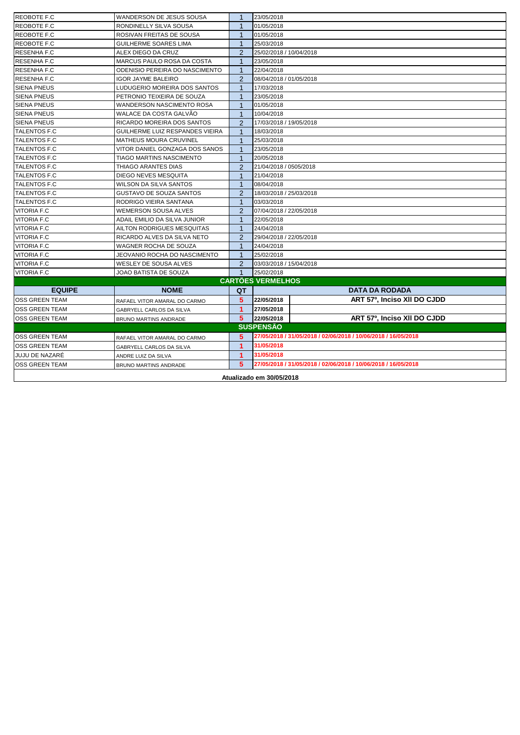| | | | | |
|---|---|---|---|---|
| REOBOTE F.C | WANDERSON DE JESUS SOUSA | 1 | 23/05/2018 | |
| REOBOTE F.C | RONDINELLY SILVA SOUSA | 1 | 01/05/2018 | |
| REOBOTE F.C | ROSIVAN FREITAS DE SOUSA | 1 | 01/05/2018 | |
| REOBOTE F.C | GUILHERME SOARES LIMA | 1 | 25/03/2018 | |
| RESENHA F.C | ALEX DIEGO DA CRUZ | 2 | 25/02/2018 / 10/04/2018 | |
| RESENHA F.C | MARCUS PAULO ROSA DA COSTA | 1 | 23/05/2018 | |
| RESENHA F.C | ODENISIO PEREIRA DO NASCIMENTO | 1 | 22/04/2018 | |
| RESENHA F.C | IGOR JAYME BALEIRO | 2 | 08/04/2018 / 01/05/2018 | |
| SIENA PNEUS | LUDUGERIO MOREIRA DOS SANTOS | 1 | 17/03/2018 | |
| SIENA PNEUS | PETRONIO TEIXEIRA DE SOUZA | 1 | 23/05/2018 | |
| SIENA PNEUS | WANDERSON NASCIMENTO ROSA | 1 | 01/05/2018 | |
| SIENA PNEUS | WALACE DA COSTA GALVÃO | 1 | 10/04/2018 | |
| SIENA PNEUS | RICARDO MOREIRA DOS SANTOS | 2 | 17/03/2018 / 19/05/2018 | |
| TALENTOS F.C | GUILHERME LUIZ RESPANDES VIEIRA | 1 | 18/03/2018 | |
| TALENTOS F.C | MATHEUS MOURA CRUVINEL | 1 | 25/03/2018 | |
| TALENTOS F.C | VITOR DANIEL GONZAGA DOS SANOS | 1 | 23/05/2018 | |
| TALENTOS F.C | TIAGO MARTINS NASCIMENTO | 1 | 20/05/2018 | |
| TALENTOS F.C | THIAGO ARANTES DIAS | 2 | 21/04/2018 / 0505/2018 | |
| TALENTOS F.C | DIEGO NEVES MESQUITA | 1 | 21/04/2018 | |
| TALENTOS F.C | WILSON DA SILVA SANTOS | 1 | 08/04/2018 | |
| TALENTOS F.C | GUSTAVO DE SOUZA SANTOS | 2 | 18/03/2018 / 25/03/2018 | |
| TALENTOS F.C | RODRIGO VIEIRA SANTANA | 1 | 03/03/2018 | |
| VITORIA F.C | WEMERSON SOUSA ALVES | 2 | 07/04/2018 / 22/05/2018 | |
| VITORIA F.C | ADAIL EMILIO DA SILVA JUNIOR | 1 | 22/05/2018 | |
| VITORIA F.C | AILTON RODRIGUES MESQUITAS | 1 | 24/04/2018 | |
| VITORIA F.C | RICARDO ALVES DA SILVA NETO | 2 | 29/04/2018 / 22/05/2018 | |
| VITORIA F.C | WAGNER ROCHA DE SOUZA | 1 | 24/04/2018 | |
| VITORIA F.C | JEOVANIO ROCHA DO NASCIMENTO | 1 | 25/02/2018 | |
| VITORIA F.C | WESLEY DE SOUSA ALVES | 2 | 03/03/2018 / 15/04/2018 | |
| VITORIA F.C | JOAO BATISTA DE SOUZA | 1 | 25/02/2018 | |
| **CARTÕES VERMELHOS** | | | | |
| **EQUIPE** | **NOME** | **QT** | **DATA DA RODADA** | |
| OSS GREEN TEAM | RAFAEL VITOR AMARAL DO CARMO | **5** | **22/05/2018** | **ART 57º, Inciso XII DO CJDD** |
| OSS GREEN TEAM | GABRYELL CARLOS DA SILVA | **1** | **27/05/2018** | |
| OSS GREEN TEAM | BRUNO MARTINS ANDRADE | **5** | **22/05/2018** | **ART 57º, Inciso XII DO CJDD** |
| **SUSPENSÃO** | | | | |
| OSS GREEN TEAM | RAFAEL VITOR AMARAL DO CARMO | **5** | **27/05/2018 / 31/05/2018 / 02/06/2018 / 10/06/2018 / 16/05/2018** | |
| OSS GREEN TEAM | GABRYELL CARLOS DA SILVA | **1** | **31/05/2018** | |
| JUJU DE NAZARÉ | ANDRE LUIZ DA SILVA | **1** | **31/05/2018** | |
| OSS GREEN TEAM | BRUNO MARTINS ANDRADE | **5** | **27/05/2018 / 31/05/2018 / 02/06/2018 / 10/06/2018 / 16/05/2018** | |

**Atualizado em 30/05/2018**